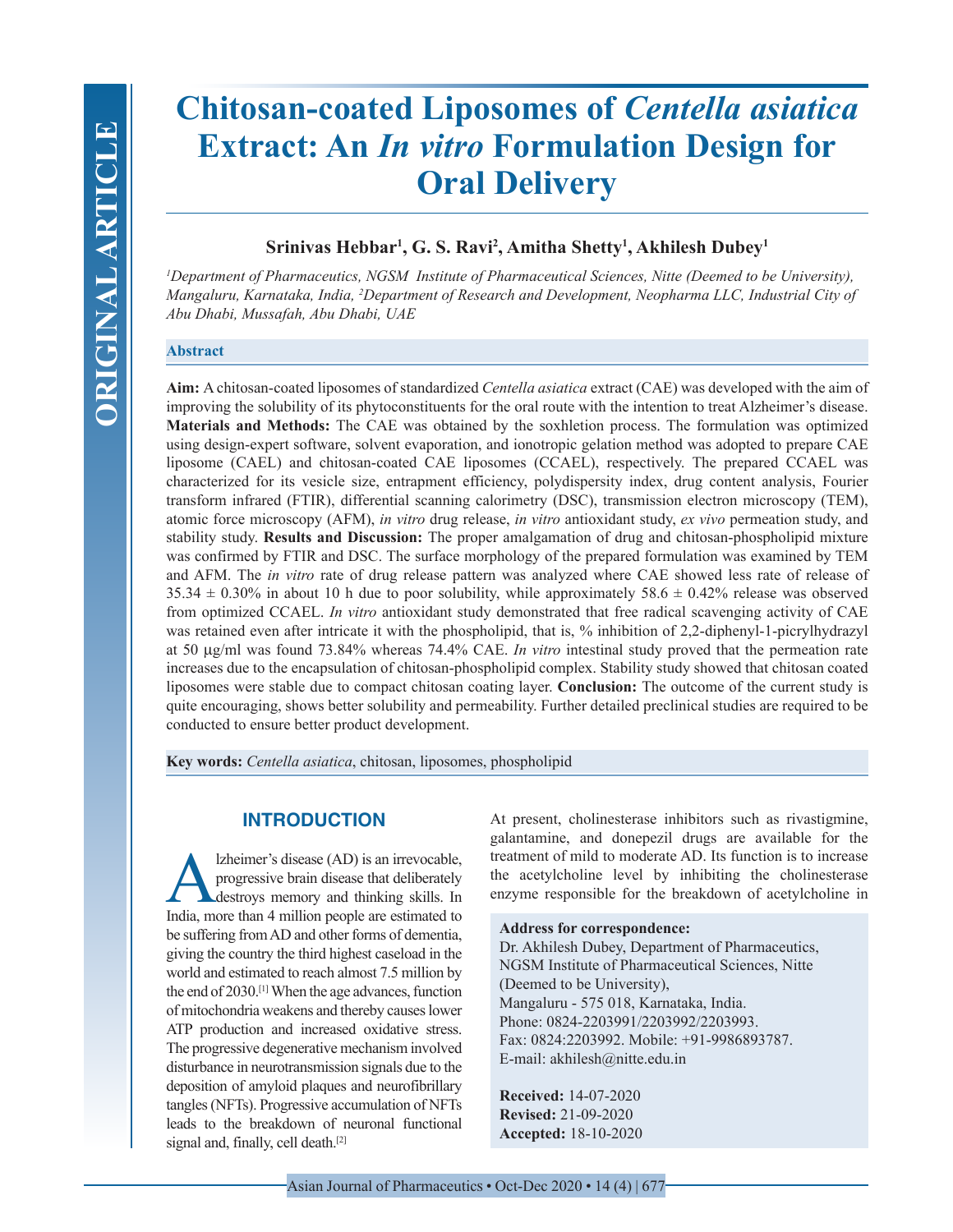ORIGINAL ARTICLE

# Chitosan-coated Liposomes of *Centella asiatica* Extract: An *In vitro* Formulation Design for Oral Delivery

**Srinivas Hebbar[1], G. S. Ravi[2], Amitha Shetty[1], Akhilesh Dubey[1]**

*[1]Department of Pharmaceutics, NGSM Institute of Pharmaceutical Sciences, Nitte (Deemed to be University), Mangaluru, Karnataka, India, [2]Department of Research and Development, Neopharma LLC, Industrial City of Abu Dhabi, Mussafah, Abu Dhabi, UAE*

## Abstract

**Aim:** A chitosan-coated liposomes of standardized *Centella asiatica* extract (CAE) was developed with the aim of improving the solubility of its phytoconstituents for the oral route with the intention to treat Alzheimer's disease. **Materials and Methods:** The CAE was obtained by the soxhletion process. The formulation was optimized using design-expert software, solvent evaporation, and ionotropic gelation method was adopted to prepare CAE liposome (CAEL) and chitosan-coated CAE liposomes (CCAEL), respectively. The prepared CCAEL was characterized for its vesicle size, entrapment efficiency, polydispersity index, drug content analysis, Fourier transform infrared (FTIR), differential scanning calorimetry (DSC), transmission electron microscopy (TEM), atomic force microscopy (AFM), *in vitro* drug release, *in vitro* antioxidant study, *ex vivo* permeation study, and stability study. **Results and Discussion:** The proper amalgamation of drug and chitosan-phospholipid mixture was confirmed by FTIR and DSC. The surface morphology of the prepared formulation was examined by TEM and AFM. The *in vitro* rate of drug release pattern was analyzed where CAE showed less rate of release of 35.34 ± 0.30% in about 10 h due to poor solubility, while approximately 58.6 ± 0.42% release was observed from optimized CCAEL. *In vitro* antioxidant study demonstrated that free radical scavenging activity of CAE was retained even after intricate it with the phospholipid, that is, % inhibition of 2,2-diphenyl-1-picrylhydrazyl at 50 μg/ml was found 73.84% whereas 74.4% CAE. *In vitro* intestinal study proved that the permeation rate increases due to the encapsulation of chitosan-phospholipid complex. Stability study showed that chitosan coated liposomes were stable due to compact chitosan coating layer. **Conclusion:** The outcome of the current study is quite encouraging, shows better solubility and permeability. Further detailed preclinical studies are required to be conducted to ensure better product development.

**Key words:** *Centella asiatica*, chitosan, liposomes, phospholipid

## INTRODUCTION

Alzheimer's disease (AD) is an irrevocable, progressive brain disease that deliberately destroys memory and thinking skills. In India, more than 4 million people are estimated to be suffering from AD and other forms of dementia, giving the country the third highest caseload in the world and estimated to reach almost 7.5 million by the end of 2030.[1] When the age advances, function of mitochondria weakens and thereby causes lower ATP production and increased oxidative stress. The progressive degenerative mechanism involved disturbance in neurotransmission signals due to the deposition of amyloid plaques and neurofibrillary tangles (NFTs). Progressive accumulation of NFTs leads to the breakdown of neuronal functional signal and, finally, cell death.[2]

At present, cholinesterase inhibitors such as rivastigmine, galantamine, and donepezil drugs are available for the treatment of mild to moderate AD. Its function is to increase the acetylcholine level by inhibiting the cholinesterase enzyme responsible for the breakdown of acetylcholine in

**Address for correspondence:**
Dr. Akhilesh Dubey, Department of Pharmaceutics, NGSM Institute of Pharmaceutical Sciences, Nitte (Deemed to be University),
Mangaluru - 575 018, Karnataka, India.
Phone: 0824-2203991/2203992/2203993.
Fax: 0824:2203992. Mobile: +91-9986893787.
E-mail: akhilesh@nitte.edu.in

**Received:** 14-07-2020
**Revised:** 21-09-2020
**Accepted:** 18-10-2020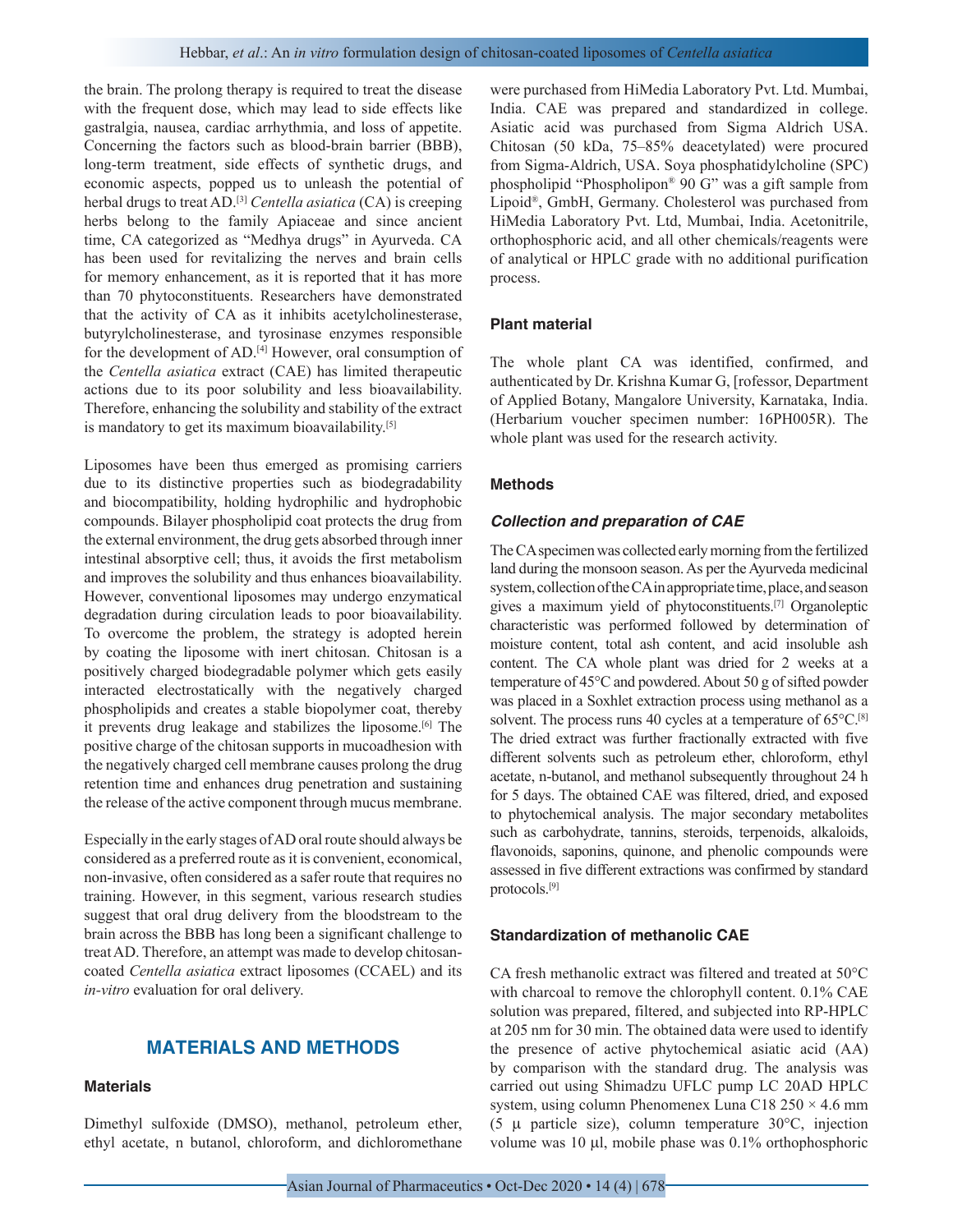the brain. The prolong therapy is required to treat the disease with the frequent dose, which may lead to side effects like gastralgia, nausea, cardiac arrhythmia, and loss of appetite. Concerning the factors such as blood-brain barrier (BBB), long-term treatment, side effects of synthetic drugs, and economic aspects, popped us to unleash the potential of herbal drugs to treat AD.[3] *Centella asiatica* (CA) is creeping herbs belong to the family Apiaceae and since ancient time, CA categorized as "Medhya drugs" in Ayurveda. CA has been used for revitalizing the nerves and brain cells for memory enhancement, as it is reported that it has more than 70 phytoconstituents. Researchers have demonstrated that the activity of CA as it inhibits acetylcholinesterase, butyrylcholinesterase, and tyrosinase enzymes responsible for the development of AD.[4] However, oral consumption of the *Centella asiatica* extract (CAE) has limited therapeutic actions due to its poor solubility and less bioavailability. Therefore, enhancing the solubility and stability of the extract is mandatory to get its maximum bioavailability.[5]

Liposomes have been thus emerged as promising carriers due to its distinctive properties such as biodegradability and biocompatibility, holding hydrophilic and hydrophobic compounds. Bilayer phospholipid coat protects the drug from the external environment, the drug gets absorbed through inner intestinal absorptive cell; thus, it avoids the first metabolism and improves the solubility and thus enhances bioavailability. However, conventional liposomes may undergo enzymatical degradation during circulation leads to poor bioavailability. To overcome the problem, the strategy is adopted herein by coating the liposome with inert chitosan. Chitosan is a positively charged biodegradable polymer which gets easily interacted electrostatically with the negatively charged phospholipids and creates a stable biopolymer coat, thereby it prevents drug leakage and stabilizes the liposome.[6] The positive charge of the chitosan supports in mucoadhesion with the negatively charged cell membrane causes prolong the drug retention time and enhances drug penetration and sustaining the release of the active component through mucus membrane.

Especially in the early stages of AD oral route should always be considered as a preferred route as it is convenient, economical, non-invasive, often considered as a safer route that requires no training. However, in this segment, various research studies suggest that oral drug delivery from the bloodstream to the brain across the BBB has long been a significant challenge to treat AD. Therefore, an attempt was made to develop chitosan-coated *Centella asiatica* extract liposomes (CCAEL) and its *in-vitro* evaluation for oral delivery.

## MATERIALS AND METHODS

### Materials

Dimethyl sulfoxide (DMSO), methanol, petroleum ether, ethyl acetate, n butanol, chloroform, and dichloromethane were purchased from HiMedia Laboratory Pvt. Ltd. Mumbai, India. CAE was prepared and standardized in college. Asiatic acid was purchased from Sigma Aldrich USA. Chitosan (50 kDa, 75–85% deacetylated) were procured from Sigma-Aldrich, USA. Soya phosphatidylcholine (SPC) phospholipid "Phospholipon® 90 G" was a gift sample from Lipoid®, GmbH, Germany. Cholesterol was purchased from HiMedia Laboratory Pvt. Ltd, Mumbai, India. Acetonitrile, orthophosphoric acid, and all other chemicals/reagents were of analytical or HPLC grade with no additional purification process.

### Plant material

The whole plant CA was identified, confirmed, and authenticated by Dr. Krishna Kumar G, [rofessor, Department of Applied Botany, Mangalore University, Karnataka, India. (Herbarium voucher specimen number: 16PH005R). The whole plant was used for the research activity.

### Methods

#### *Collection and preparation of CAE*

The CA specimen was collected early morning from the fertilized land during the monsoon season. As per the Ayurveda medicinal system, collection of the CA in appropriate time, place, and season gives a maximum yield of phytoconstituents.[7] Organoleptic characteristic was performed followed by determination of moisture content, total ash content, and acid insoluble ash content. The CA whole plant was dried for 2 weeks at a temperature of 45°C and powdered. About 50 g of sifted powder was placed in a Soxhlet extraction process using methanol as a solvent. The process runs 40 cycles at a temperature of 65°C.[8] The dried extract was further fractionally extracted with five different solvents such as petroleum ether, chloroform, ethyl acetate, n-butanol, and methanol subsequently throughout 24 h for 5 days. The obtained CAE was filtered, dried, and exposed to phytochemical analysis. The major secondary metabolites such as carbohydrate, tannins, steroids, terpenoids, alkaloids, flavonoids, saponins, quinone, and phenolic compounds were assessed in five different extractions was confirmed by standard protocols.[9]

### Standardization of methanolic CAE

CA fresh methanolic extract was filtered and treated at 50°C with charcoal to remove the chlorophyll content. 0.1% CAE solution was prepared, filtered, and subjected into RP-HPLC at 205 nm for 30 min. The obtained data were used to identify the presence of active phytochemical asiatic acid (AA) by comparison with the standard drug. The analysis was carried out using Shimadzu UFLC pump LC 20AD HPLC system, using column Phenomenex Luna C18 250 × 4.6 mm (5 µ particle size), column temperature 30°C, injection volume was 10 µl, mobile phase was 0.1% orthophosphoric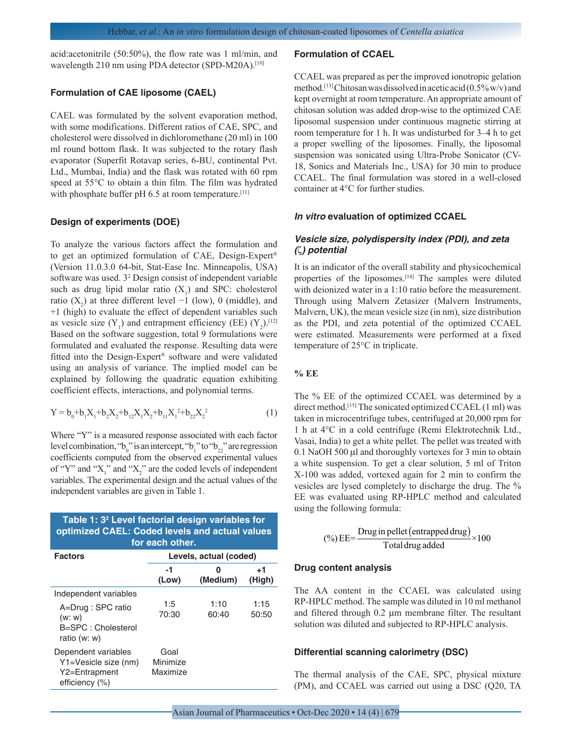acid:acetonitrile (50:50%), the flow rate was 1 ml/min, and wavelength 210 nm using PDA detector (SPD-M20A).[10]

### Formulation of CAE liposome (CAEL)

CAEL was formulated by the solvent evaporation method, with some modifications. Different ratios of CAE, SPC, and cholesterol were dissolved in dichloromethane (20 ml) in 100 ml round bottom flask. It was subjected to the rotary flash evaporator (Superfit Rotavap series, 6-BU, continental Pvt. Ltd., Mumbai, India) and the flask was rotated with 60 rpm speed at 55°C to obtain a thin film. The film was hydrated with phosphate buffer pH 6.5 at room temperature.[11]

### Design of experiments (DOE)

To analyze the various factors affect the formulation and to get an optimized formulation of CAE, Design-Expert® (Version 11.0.3.0 64-bit, Stat-Ease Inc. Minneapolis, USA) software was used. $3^2$ Design consist of independent variable such as drug lipid molar ratio ($X_1$) and SPC: cholesterol ratio ($X_2$) at three different level −1 (low), 0 (middle), and +1 (high) to evaluate the effect of dependent variables such as vesicle size ($Y_1$) and entrapment efficiency (EE) ($Y_2$).[12] Based on the software suggestion, total 9 formulations were formulated and evaluated the response. Resulting data were fitted into the Design-Expert® software and were validated using an analysis of variance. The implied model can be explained by following the quadratic equation exhibiting coefficient effects, interactions, and polynomial terms.

$$Y = b_0+b_1X_1+b_2X_2+b_{12}X_1X_2+b_{11}X_1^2+b_{22}X_2^2 \qquad (1)$$

Where "Y" is a measured response associated with each factor level combination, "$b_0$" is an intercept, "$b_1$" to "$b_{22}$" are regression coefficients computed from the observed experimental values of "Y" and "$X_1$" and "$X_2$" are the coded levels of independent variables. The experimental design and the actual values of the independent variables are given in Table 1.

**Table 1: $3^2$ Level factorial design variables for optimized CAEL: Coded levels and actual values for each other.**

| Factors | Levels, actual (coded) | | |
|---|---|---|---|
| | -1 (Low) | 0 (Medium) | +1 (High) |
| Independent variables | | | |
| A=Drug : SPC ratio (w: w) | 1:5 | 1:10 | 1:15 |
| B=SPC : Cholesterol ratio (w: w) | 70:30 | 60:40 | 50:50 |
| Dependent variables | Goal | | |
| Y1=Vesicle size (nm) | Minimize | | |
| Y2=Entrapment efficiency (%) | Maximize | | |

### Formulation of CCAEL

CCAEL was prepared as per the improved ionotropic gelation method.[13] Chitosan was dissolved in acetic acid (0.5% w/v) and kept overnight at room temperature. An appropriate amount of chitosan solution was added drop-wise to the optimized CAE liposomal suspension under continuous magnetic stirring at room temperature for 1 h. It was undisturbed for 3–4 h to get a proper swelling of the liposomes. Finally, the liposomal suspension was sonicated using Ultra-Probe Sonicator (CV-18, Sonics and Materials Inc., USA) for 30 min to produce CCAEL. The final formulation was stored in a well-closed container at 4°C for further studies.

### *In vitro* evaluation of optimized CCAEL

#### *Vesicle size, polydispersity index (PDI), and zeta (ζ) potential*

It is an indicator of the overall stability and physicochemical properties of the liposomes.[14] The samples were diluted with deionized water in a 1:10 ratio before the measurement. Through using Malvern Zetasizer (Malvern Instruments, Malvern, UK), the mean vesicle size (in nm), size distribution as the PDI, and zeta potential of the optimized CCAEL were estimated. Measurements were performed at a fixed temperature of 25°C in triplicate.

#### % EE

The % EE of the optimized CCAEL was determined by a direct method.[15] The sonicated optimized CCAEL (1 ml) was taken in microcentrifuge tubes, centrifuged at 20,000 rpm for 1 h at 4°C in a cold centrifuge (Remi Elektrotechnik Ltd., Vasai, India) to get a white pellet. The pellet was treated with 0.1 NaOH 500 µl and thoroughly vortexes for 3 min to obtain a white suspension. To get a clear solution, 5 ml of Triton X-100 was added, vortexed again for 2 min to confirm the vesicles are lysed completely to discharge the drug. The % EE was evaluated using RP-HPLC method and calculated using the following formula:

$$(\%)\,\text{EE} = \frac{\text{Drug in pellet (entrapped drug)}}{\text{Total drug added}} \times 100$$

### Drug content analysis

The AA content in the CCAEL was calculated using RP-HPLC method. The sample was diluted in 10 ml methanol and filtered through 0.2 µm membrane filter. The resultant solution was diluted and subjected to RP-HPLC analysis.

### Differential scanning calorimetry (DSC)

The thermal analysis of the CAE, SPC, physical mixture (PM), and CCAEL was carried out using a DSC (Q20, TA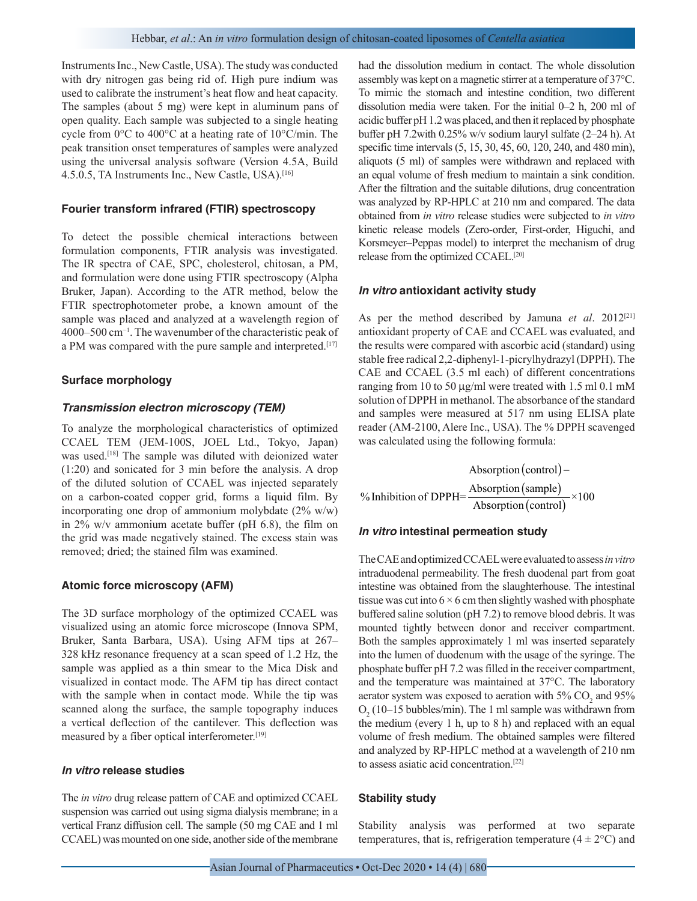Instruments Inc., New Castle, USA). The study was conducted with dry nitrogen gas being rid of. High pure indium was used to calibrate the instrument's heat flow and heat capacity. The samples (about 5 mg) were kept in aluminum pans of open quality. Each sample was subjected to a single heating cycle from 0°C to 400°C at a heating rate of 10°C/min. The peak transition onset temperatures of samples were analyzed using the universal analysis software (Version 4.5A, Build 4.5.0.5, TA Instruments Inc., New Castle, USA).[16]

### Fourier transform infrared (FTIR) spectroscopy

To detect the possible chemical interactions between formulation components, FTIR analysis was investigated. The IR spectra of CAE, SPC, cholesterol, chitosan, a PM, and formulation were done using FTIR spectroscopy (Alpha Bruker, Japan). According to the ATR method, below the FTIR spectrophotometer probe, a known amount of the sample was placed and analyzed at a wavelength region of 4000–500 $cm^{-1}$. The wavenumber of the characteristic peak of a PM was compared with the pure sample and interpreted.[17]

### Surface morphology

#### *Transmission electron microscopy (TEM)*

To analyze the morphological characteristics of optimized CCAEL TEM (JEM-100S, JOEL Ltd., Tokyo, Japan) was used.[18] The sample was diluted with deionized water (1:20) and sonicated for 3 min before the analysis. A drop of the diluted solution of CCAEL was injected separately on a carbon-coated copper grid, forms a liquid film. By incorporating one drop of ammonium molybdate (2% w/w) in 2% w/v ammonium acetate buffer (pH 6.8), the film on the grid was made negatively stained. The excess stain was removed; dried; the stained film was examined.

### Atomic force microscopy (AFM)

The 3D surface morphology of the optimized CCAEL was visualized using an atomic force microscope (Innova SPM, Bruker, Santa Barbara, USA). Using AFM tips at 267–328 kHz resonance frequency at a scan speed of 1.2 Hz, the sample was applied as a thin smear to the Mica Disk and visualized in contact mode. The AFM tip has direct contact with the sample when in contact mode. While the tip was scanned along the surface, the sample topography induces a vertical deflection of the cantilever. This deflection was measured by a fiber optical interferometer.[19]

### *In vitro* release studies

The *in vitro* drug release pattern of CAE and optimized CCAEL suspension was carried out using sigma dialysis membrane; in a vertical Franz diffusion cell. The sample (50 mg CAE and 1 ml CCAEL) was mounted on one side, another side of the membrane had the dissolution medium in contact. The whole dissolution assembly was kept on a magnetic stirrer at a temperature of 37°C. To mimic the stomach and intestine condition, two different dissolution media were taken. For the initial 0–2 h, 200 ml of acidic buffer pH 1.2 was placed, and then it replaced by phosphate buffer pH 7.2with 0.25% w/v sodium lauryl sulfate (2–24 h). At specific time intervals (5, 15, 30, 45, 60, 120, 240, and 480 min), aliquots (5 ml) of samples were withdrawn and replaced with an equal volume of fresh medium to maintain a sink condition. After the filtration and the suitable dilutions, drug concentration was analyzed by RP-HPLC at 210 nm and compared. The data obtained from *in vitro* release studies were subjected to *in vitro* kinetic release models (Zero-order, First-order, Higuchi, and Korsmeyer–Peppas model) to interpret the mechanism of drug release from the optimized CCAEL.[20]

### *In vitro* antioxidant activity study

As per the method described by Jamuna *et al*. 2012[21] antioxidant property of CAE and CCAEL was evaluated, and the results were compared with ascorbic acid (standard) using stable free radical 2,2-diphenyl-1-picrylhydrazyl (DPPH). The CAE and CCAEL (3.5 ml each) of different concentrations ranging from 10 to 50 μg/ml were treated with 1.5 ml 0.1 mM solution of DPPH in methanol. The absorbance of the standard and samples were measured at 517 nm using ELISA plate reader (AM-2100, Alere Inc., USA). The % DPPH scavenged was calculated using the following formula:

$$\%\,\text{Inhibition of DPPH} = \frac{\text{Absorption (control)} - \text{Absorption (sample)}}{\text{Absorption (control)}} \times 100$$

### *In vitro* intestinal permeation study

The CAE and optimized CCAEL were evaluated to assess *in vitro* intraduodenal permeability. The fresh duodenal part from goat intestine was obtained from the slaughterhouse. The intestinal tissue was cut into 6 × 6 cm then slightly washed with phosphate buffered saline solution (pH 7.2) to remove blood debris. It was mounted tightly between donor and receiver compartment. Both the samples approximately 1 ml was inserted separately into the lumen of duodenum with the usage of the syringe. The phosphate buffer pH 7.2 was filled in the receiver compartment, and the temperature was maintained at 37°C. The laboratory aerator system was exposed to aeration with 5% $CO_2$ and 95% $O_2$ (10–15 bubbles/min). The 1 ml sample was withdrawn from the medium (every 1 h, up to 8 h) and replaced with an equal volume of fresh medium. The obtained samples were filtered and analyzed by RP-HPLC method at a wavelength of 210 nm to assess asiatic acid concentration.[22]

### Stability study

Stability analysis was performed at two separate temperatures, that is, refrigeration temperature (4 ± 2°C) and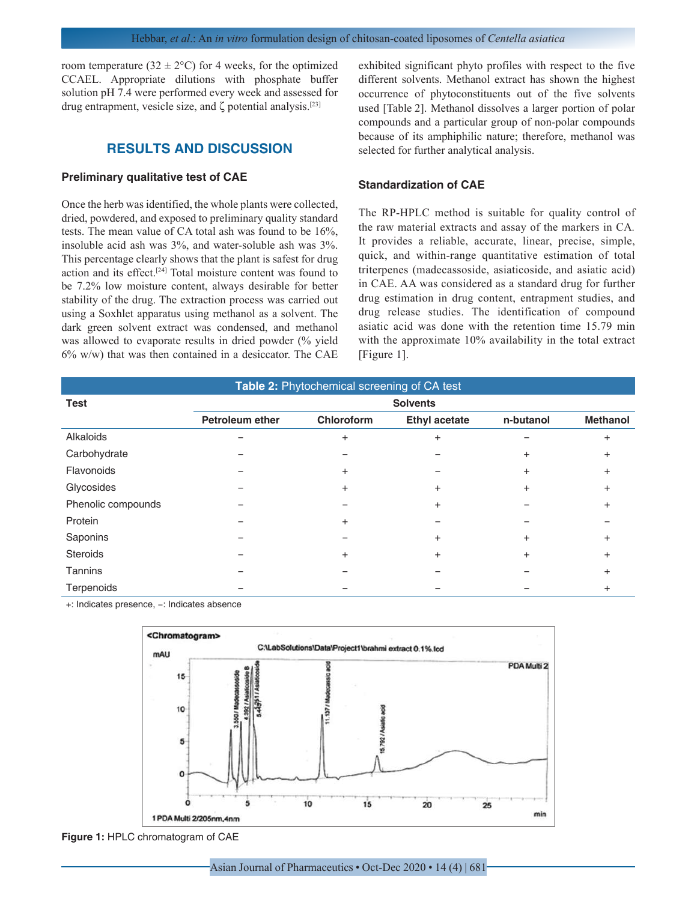room temperature (32 ± 2°C) for 4 weeks, for the optimized CCAEL. Appropriate dilutions with phosphate buffer solution pH 7.4 were performed every week and assessed for drug entrapment, vesicle size, and ζ potential analysis.[23]

## RESULTS AND DISCUSSION

### Preliminary qualitative test of CAE

Once the herb was identified, the whole plants were collected, dried, powdered, and exposed to preliminary quality standard tests. The mean value of CA total ash was found to be 16%, insoluble acid ash was 3%, and water-soluble ash was 3%. This percentage clearly shows that the plant is safest for drug action and its effect.[24] Total moisture content was found to be 7.2% low moisture content, always desirable for better stability of the drug. The extraction process was carried out using a Soxhlet apparatus using methanol as a solvent. The dark green solvent extract was condensed, and methanol was allowed to evaporate results in dried powder (% yield 6% w/w) that was then contained in a desiccator. The CAE exhibited significant phyto profiles with respect to the five different solvents. Methanol extract has shown the highest occurrence of phytoconstituents out of the five solvents used [Table 2]. Methanol dissolves a larger portion of polar compounds and a particular group of non-polar compounds because of its amphiphilic nature; therefore, methanol was selected for further analytical analysis.

### Standardization of CAE

The RP-HPLC method is suitable for quality control of the raw material extracts and assay of the markers in CA. It provides a reliable, accurate, linear, precise, simple, quick, and within-range quantitative estimation of total triterpenes (madecassoside, asiaticoside, and asiatic acid) in CAE. AA was considered as a standard drug for further drug estimation in drug content, entrapment studies, and drug release studies. The identification of compound asiatic acid was done with the retention time 15.79 min with the approximate 10% availability in the total extract [Figure 1].

**Table 2:** Phytochemical screening of CA test

| Test | Solvents | | | | |
|---|---|---|---|---|---|
| | Petroleum ether | Chloroform | Ethyl acetate | n-butanol | Methanol |
| Alkaloids | − | + | + | − | + |
| Carbohydrate | − | − | − | + | + |
| Flavonoids | − | + | − | + | + |
| Glycosides | − | + | + | + | + |
| Phenolic compounds | − | − | + | − | + |
| Protein | − | + | − | − | − |
| Saponins | − | − | + | + | + |
| Steroids | − | + | + | + | + |
| Tannins | − | − | − | − | + |
| Terpenoids | − | − | − | − | + |

+: Indicates presence, −: Indicates absence

**Figure 1:** HPLC chromatogram of CAE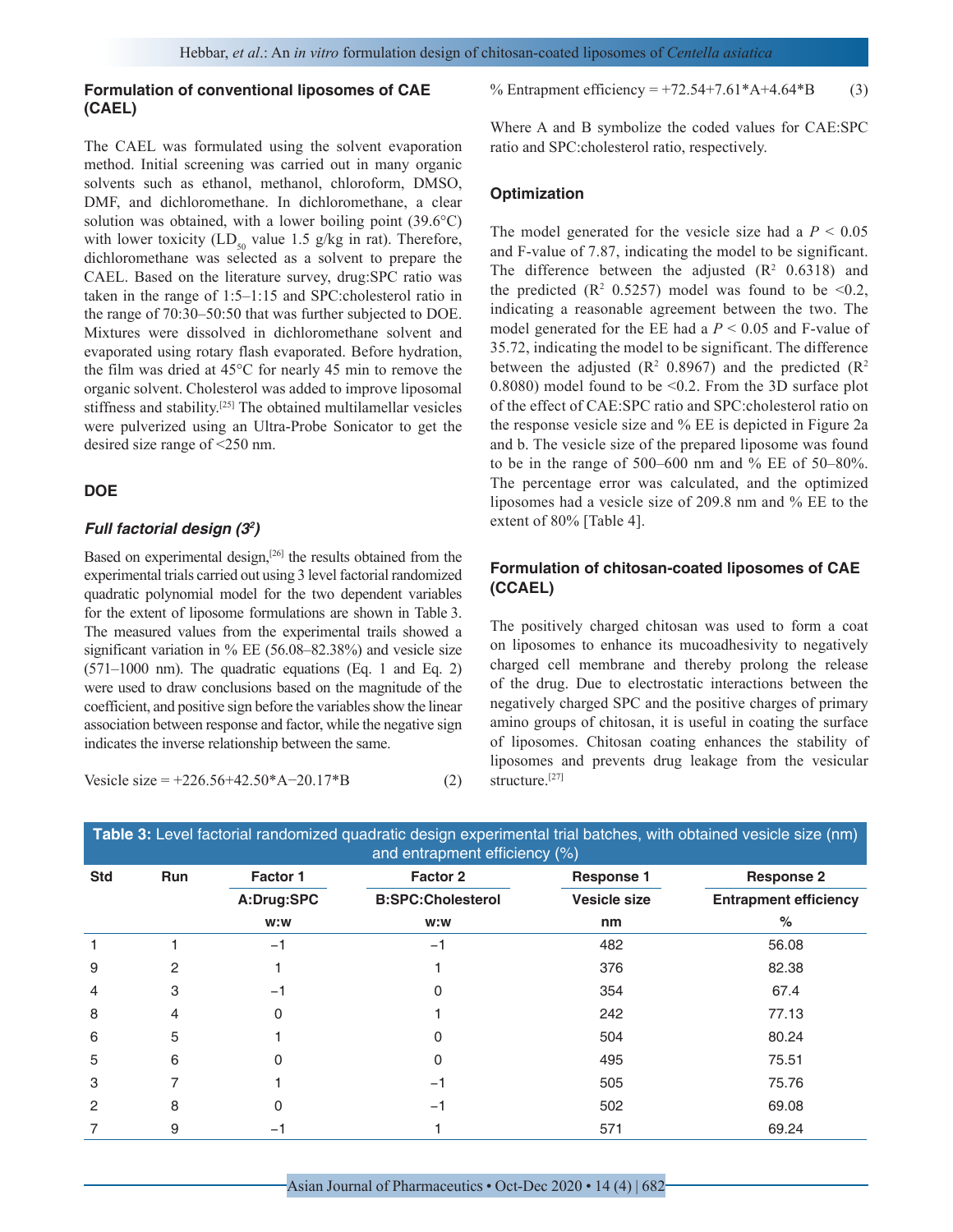### Formulation of conventional liposomes of CAE (CAEL)

The CAEL was formulated using the solvent evaporation method. Initial screening was carried out in many organic solvents such as ethanol, methanol, chloroform, DMSO, DMF, and dichloromethane. In dichloromethane, a clear solution was obtained, with a lower boiling point (39.6°C) with lower toxicity ($LD_{50}$ value 1.5 g/kg in rat). Therefore, dichloromethane was selected as a solvent to prepare the CAEL. Based on the literature survey, drug:SPC ratio was taken in the range of 1:5–1:15 and SPC:cholesterol ratio in the range of 70:30–50:50 that was further subjected to DOE. Mixtures were dissolved in dichloromethane solvent and evaporated using rotary flash evaporated. Before hydration, the film was dried at 45°C for nearly 45 min to remove the organic solvent. Cholesterol was added to improve liposomal stiffness and stability.[25] The obtained multilamellar vesicles were pulverized using an Ultra-Probe Sonicator to get the desired size range of <250 nm.

### DOE

#### *Full factorial design ($3^2$)*

Based on experimental design,[26] the results obtained from the experimental trials carried out using 3 level factorial randomized quadratic polynomial model for the two dependent variables for the extent of liposome formulations are shown in Table 3. The measured values from the experimental trails showed a significant variation in % EE (56.08–82.38%) and vesicle size (571–1000 nm). The quadratic equations (Eq. 1 and Eq. 2) were used to draw conclusions based on the magnitude of the coefficient, and positive sign before the variables show the linear association between response and factor, while the negative sign indicates the inverse relationship between the same.

$$\text{Vesicle size} = +226.56+42.50*A-20.17*B \quad (2)$$

$$\%\ \text{Entrapment efficiency} = +72.54+7.61*A+4.64*B \quad (3)$$

Where A and B symbolize the coded values for CAE:SPC ratio and SPC:cholesterol ratio, respectively.

### Optimization

The model generated for the vesicle size had a $P < 0.05$ and F-value of 7.87, indicating the model to be significant. The difference between the adjusted ($R^2$ 0.6318) and the predicted ($R^2$ 0.5257) model was found to be <0.2, indicating a reasonable agreement between the two. The model generated for the EE had a $P < 0.05$ and F-value of 35.72, indicating the model to be significant. The difference between the adjusted ($R^2$ 0.8967) and the predicted ($R^2$ 0.8080) model found to be <0.2. From the 3D surface plot of the effect of CAE:SPC ratio and SPC:cholesterol ratio on the response vesicle size and % EE is depicted in Figure 2a and b. The vesicle size of the prepared liposome was found to be in the range of 500–600 nm and % EE of 50–80%. The percentage error was calculated, and the optimized liposomes had a vesicle size of 209.8 nm and % EE to the extent of 80% [Table 4].

### Formulation of chitosan-coated liposomes of CAE (CCAEL)

The positively charged chitosan was used to form a coat on liposomes to enhance its mucoadhesivity to negatively charged cell membrane and thereby prolong the release of the drug. Due to electrostatic interactions between the negatively charged SPC and the positive charges of primary amino groups of chitosan, it is useful in coating the surface of liposomes. Chitosan coating enhances the stability of liposomes and prevents drug leakage from the vesicular structure.[27]

**Table 3:** Level factorial randomized quadratic design experimental trial batches, with obtained vesicle size (nm) and entrapment efficiency (%)

| Std | Run | Factor 1 A:Drug:SPC w:w | Factor 2 B:SPC:Cholesterol w:w | Response 1 Vesicle size nm | Response 2 Entrapment efficiency % |
|---|---|---|---|---|---|
| 1 | 1 | −1 | −1 | 482 | 56.08 |
| 9 | 2 | 1 | 1 | 376 | 82.38 |
| 4 | 3 | −1 | 0 | 354 | 67.4 |
| 8 | 4 | 0 | 1 | 242 | 77.13 |
| 6 | 5 | 1 | 0 | 504 | 80.24 |
| 5 | 6 | 0 | 0 | 495 | 75.51 |
| 3 | 7 | 1 | −1 | 505 | 75.76 |
| 2 | 8 | 0 | −1 | 502 | 69.08 |
| 7 | 9 | −1 | 1 | 571 | 69.24 |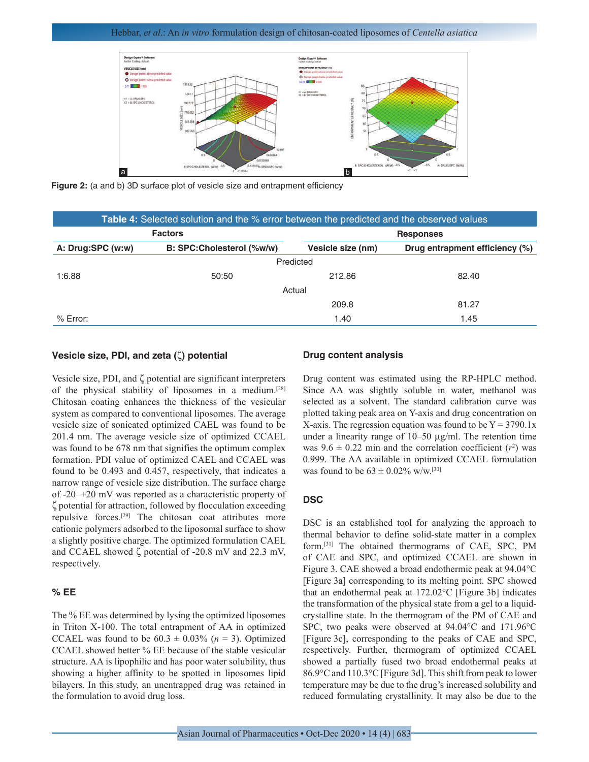Figure 2: (a and b) 3D surface plot of vesicle size and entrapment efficiency

**Table 4:** Selected solution and the % error between the predicted and the observed values

| Factors | | Responses | |
|---|---|---|---|
| A: Drug:SPC (w:w) | B: SPC:Cholesterol (%w/w) | Vesicle size (nm) | Drug entrapment efficiency (%) |
| Predicted | | | |
| 1:6.88 | 50:50 | 212.86 | 82.40 |
| Actual | | | |
| | | 209.8 | 81.27 |
| % Error: | | 1.40 | 1.45 |

### Vesicle size, PDI, and zeta (ζ) potential

Vesicle size, PDI, and ζ potential are significant interpreters of the physical stability of liposomes in a medium.[28] Chitosan coating enhances the thickness of the vesicular system as compared to conventional liposomes. The average vesicle size of sonicated optimized CAEL was found to be 201.4 nm. The average vesicle size of optimized CCAEL was found to be 678 nm that signifies the optimum complex formation. PDI value of optimized CAEL and CCAEL was found to be 0.493 and 0.457, respectively, that indicates a narrow range of vesicle size distribution. The surface charge of -20–+20 mV was reported as a characteristic property of ζ potential for attraction, followed by flocculation exceeding repulsive forces.[29] The chitosan coat attributes more cationic polymers adsorbed to the liposomal surface to show a slightly positive charge. The optimized formulation CAEL and CCAEL showed ζ potential of -20.8 mV and 22.3 mV, respectively.

### % EE

The % EE was determined by lysing the optimized liposomes in Triton X-100. The total entrapment of AA in optimized CCAEL was found to be 60.3 ± 0.03% ($n$ = 3). Optimized CCAEL showed better % EE because of the stable vesicular structure. AA is lipophilic and has poor water solubility, thus showing a higher affinity to be spotted in liposomes lipid bilayers. In this study, an unentrapped drug was retained in the formulation to avoid drug loss.

### Drug content analysis

Drug content was estimated using the RP-HPLC method. Since AA was slightly soluble in water, methanol was selected as a solvent. The standard calibration curve was plotted taking peak area on Y-axis and drug concentration on X-axis. The regression equation was found to be $Y = 3790.1x$ under a linearity range of 10–50 µg/ml. The retention time was 9.6 ± 0.22 min and the correlation coefficient ($r^2$) was 0.999. The AA available in optimized CCAEL formulation was found to be 63 ± 0.02% w/w.[30]

### DSC

DSC is an established tool for analyzing the approach to thermal behavior to define solid-state matter in a complex form.[31] The obtained thermograms of CAE, SPC, PM of CAE and SPC, and optimized CCAEL are shown in Figure 3. CAE showed a broad endothermic peak at 94.04°C [Figure 3a] corresponding to its melting point. SPC showed that an endothermal peak at 172.02°C [Figure 3b] indicates the transformation of the physical state from a gel to a liquid-crystalline state. In the thermogram of the PM of CAE and SPC, two peaks were observed at 94.04°C and 171.96°C [Figure 3c], corresponding to the peaks of CAE and SPC, respectively. Further, thermogram of optimized CCAEL showed a partially fused two broad endothermal peaks at 86.9°C and 110.3°C [Figure 3d]. This shift from peak to lower temperature may be due to the drug's increased solubility and reduced formulating crystallinity. It may also be due to the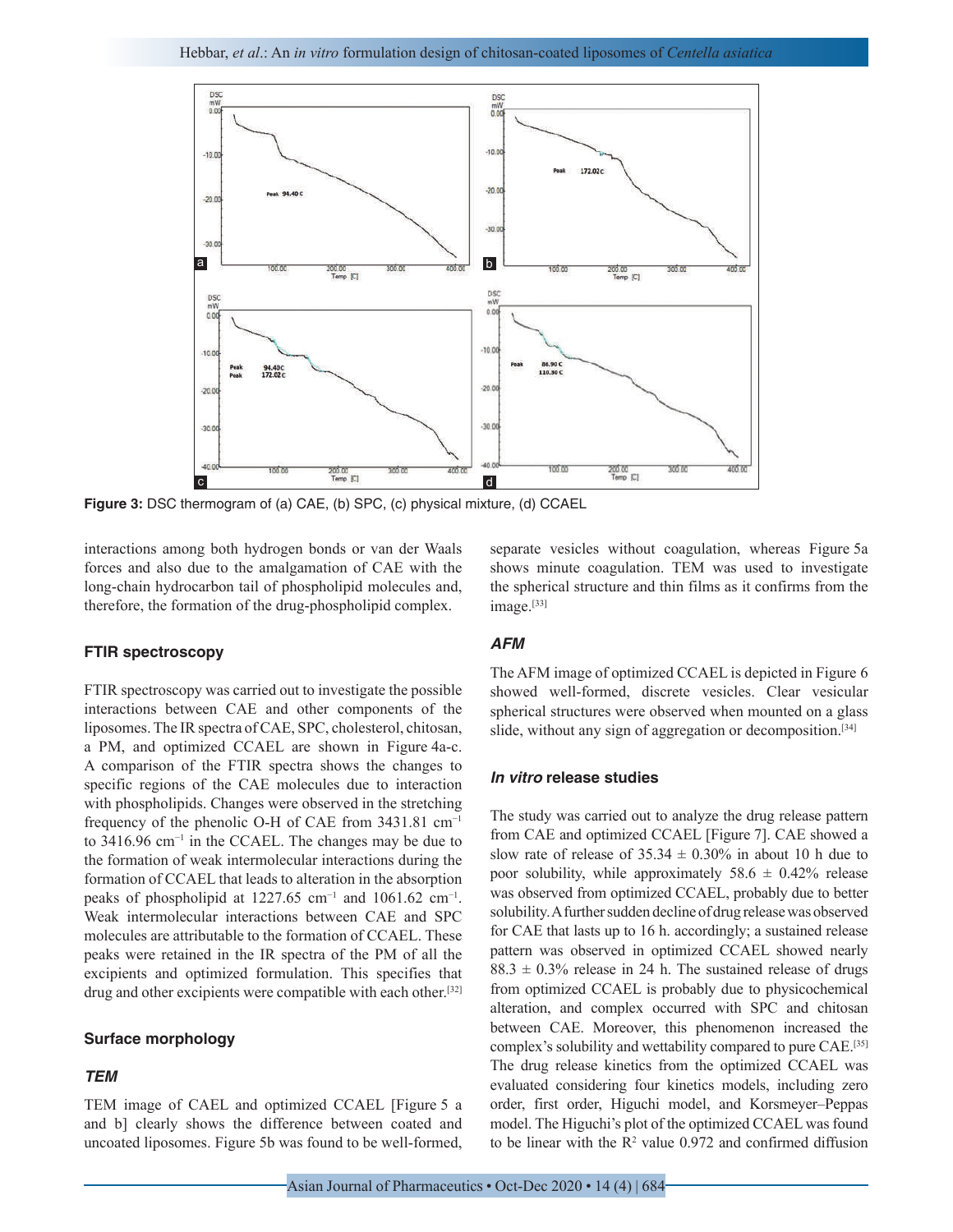Figure 3: DSC thermogram of (a) CAE, (b) SPC, (c) physical mixture, (d) CCAEL

interactions among both hydrogen bonds or van der Waals forces and also due to the amalgamation of CAE with the long-chain hydrocarbon tail of phospholipid molecules and, therefore, the formation of the drug-phospholipid complex.

### FTIR spectroscopy

FTIR spectroscopy was carried out to investigate the possible interactions between CAE and other components of the liposomes. The IR spectra of CAE, SPC, cholesterol, chitosan, a PM, and optimized CCAEL are shown in Figure 4a-c. A comparison of the FTIR spectra shows the changes to specific regions of the CAE molecules due to interaction with phospholipids. Changes were observed in the stretching frequency of the phenolic O-H of CAE from 3431.81 $cm^{-1}$ to 3416.96 $cm^{-1}$ in the CCAEL. The changes may be due to the formation of weak intermolecular interactions during the formation of CCAEL that leads to alteration in the absorption peaks of phospholipid at 1227.65 $cm^{-1}$ and 1061.62 $cm^{-1}$. Weak intermolecular interactions between CAE and SPC molecules are attributable to the formation of CCAEL. These peaks were retained in the IR spectra of the PM of all the excipients and optimized formulation. This specifies that drug and other excipients were compatible with each other.[32]

### Surface morphology

#### *TEM*

TEM image of CAEL and optimized CCAEL [Figure 5 a and b] clearly shows the difference between coated and uncoated liposomes. Figure 5b was found to be well-formed, separate vesicles without coagulation, whereas Figure 5a shows minute coagulation. TEM was used to investigate the spherical structure and thin films as it confirms from the image.[33]

#### *AFM*

The AFM image of optimized CCAEL is depicted in Figure 6 showed well-formed, discrete vesicles. Clear vesicular spherical structures were observed when mounted on a glass slide, without any sign of aggregation or decomposition.[34]

### *In vitro* release studies

The study was carried out to analyze the drug release pattern from CAE and optimized CCAEL [Figure 7]. CAE showed a slow rate of release of 35.34 ± 0.30% in about 10 h due to poor solubility, while approximately 58.6 ± 0.42% release was observed from optimized CCAEL, probably due to better solubility. A further sudden decline of drug release was observed for CAE that lasts up to 16 h. accordingly; a sustained release pattern was observed in optimized CCAEL showed nearly 88.3 ± 0.3% release in 24 h. The sustained release of drugs from optimized CCAEL is probably due to physicochemical alteration, and complex occurred with SPC and chitosan between CAE. Moreover, this phenomenon increased the complex's solubility and wettability compared to pure CAE.[35] The drug release kinetics from the optimized CCAEL was evaluated considering four kinetics models, including zero order, first order, Higuchi model, and Korsmeyer–Peppas model. The Higuchi's plot of the optimized CCAEL was found to be linear with the $R^2$ value 0.972 and confirmed diffusion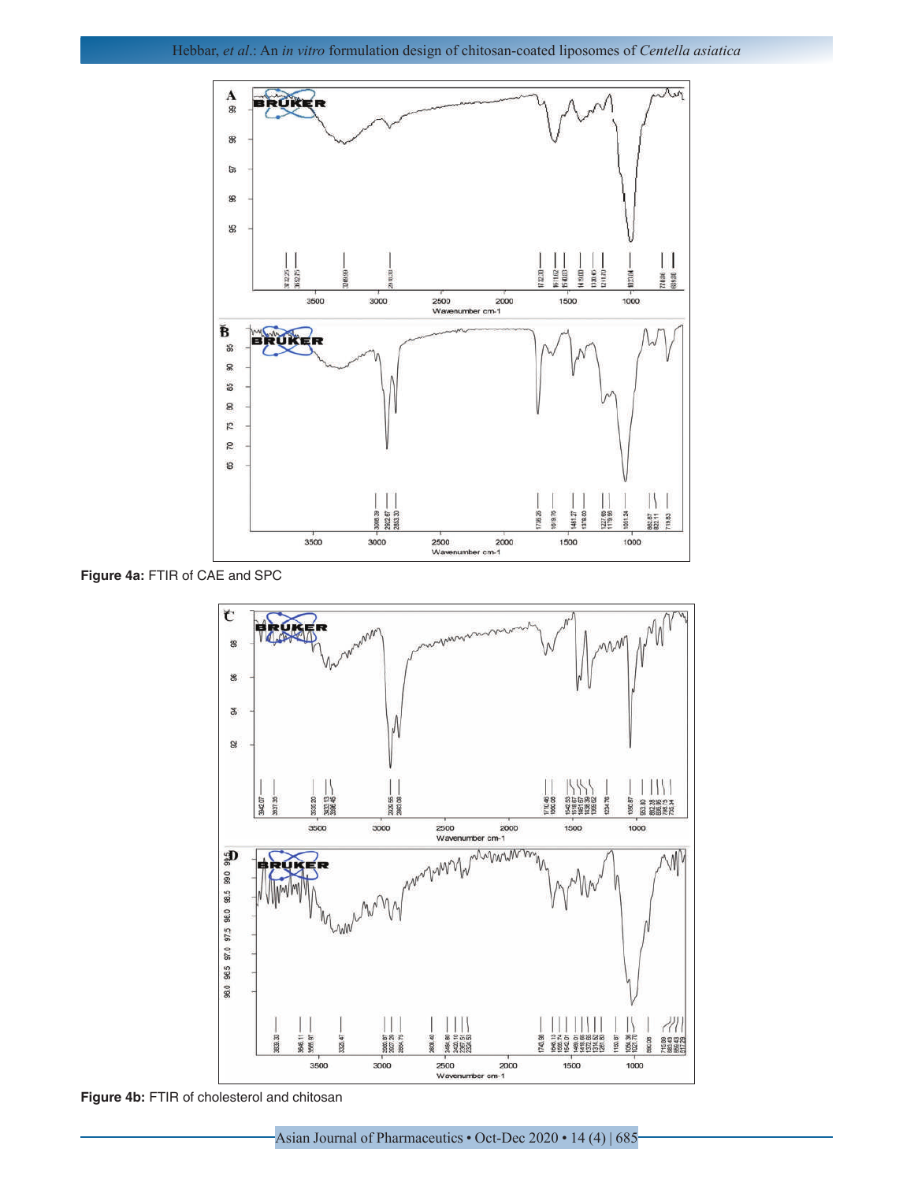**Figure 4a:** FTIR of CAE and SPC

**Figure 4b:** FTIR of cholesterol and chitosan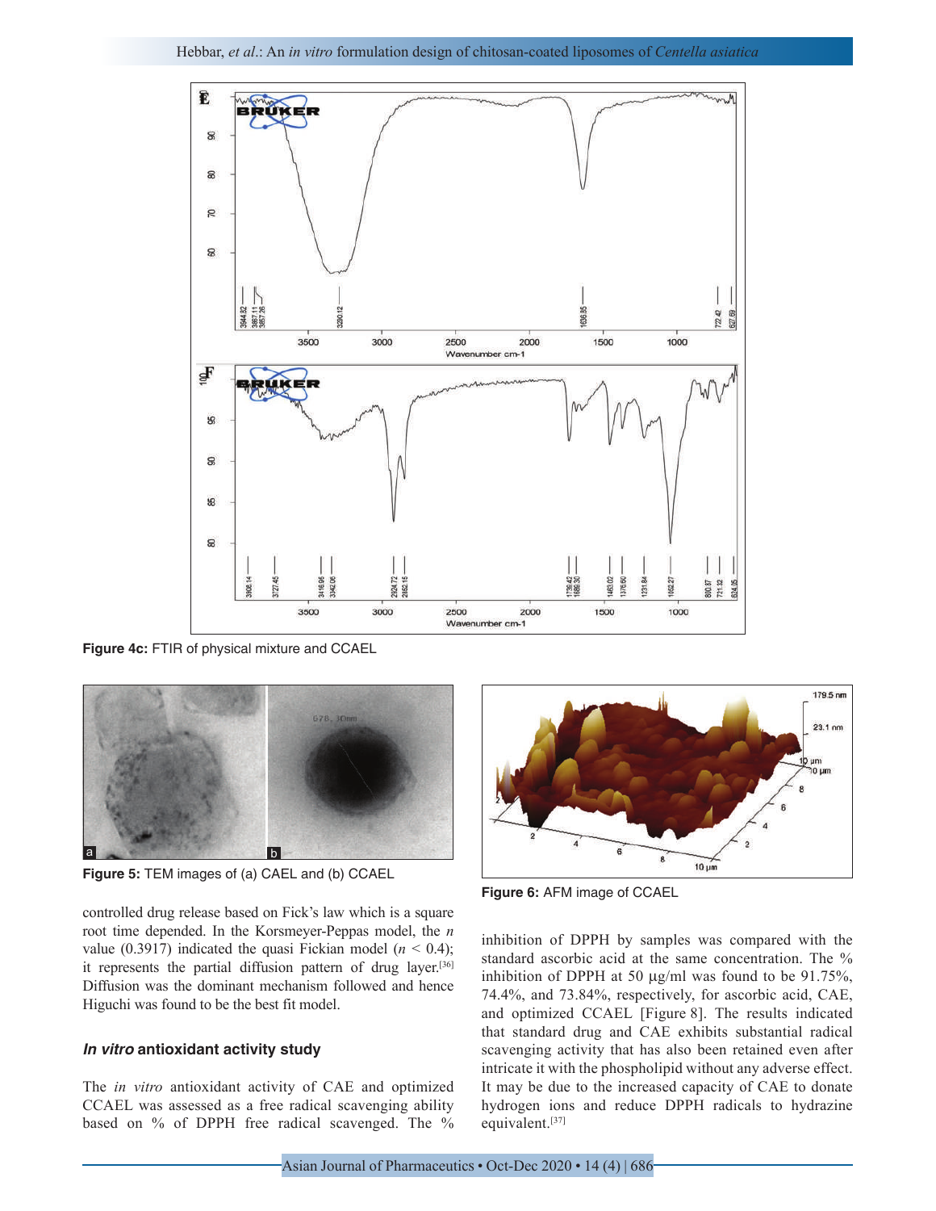Figure 4c: FTIR of physical mixture and CCAEL

Figure 5: TEM images of (a) CAEL and (b) CCAEL

Figure 6: AFM image of CCAEL

controlled drug release based on Fick's law which is a square root time depended. In the Korsmeyer-Peppas model, the $n$ value (0.3917) indicated the quasi Fickian model ($n < 0.4$); it represents the partial diffusion pattern of drug layer.[36] Diffusion was the dominant mechanism followed and hence Higuchi was found to be the best fit model.

### *In vitro* antioxidant activity study

The *in vitro* antioxidant activity of CAE and optimized CCAEL was assessed as a free radical scavenging ability based on % of DPPH free radical scavenged. The % inhibition of DPPH by samples was compared with the standard ascorbic acid at the same concentration. The % inhibition of DPPH at 50 µg/ml was found to be 91.75%, 74.4%, and 73.84%, respectively, for ascorbic acid, CAE, and optimized CCAEL [Figure 8]. The results indicated that standard drug and CAE exhibits substantial radical scavenging activity that has also been retained even after intricate it with the phospholipid without any adverse effect. It may be due to the increased capacity of CAE to donate hydrogen ions and reduce DPPH radicals to hydrazine equivalent.[37]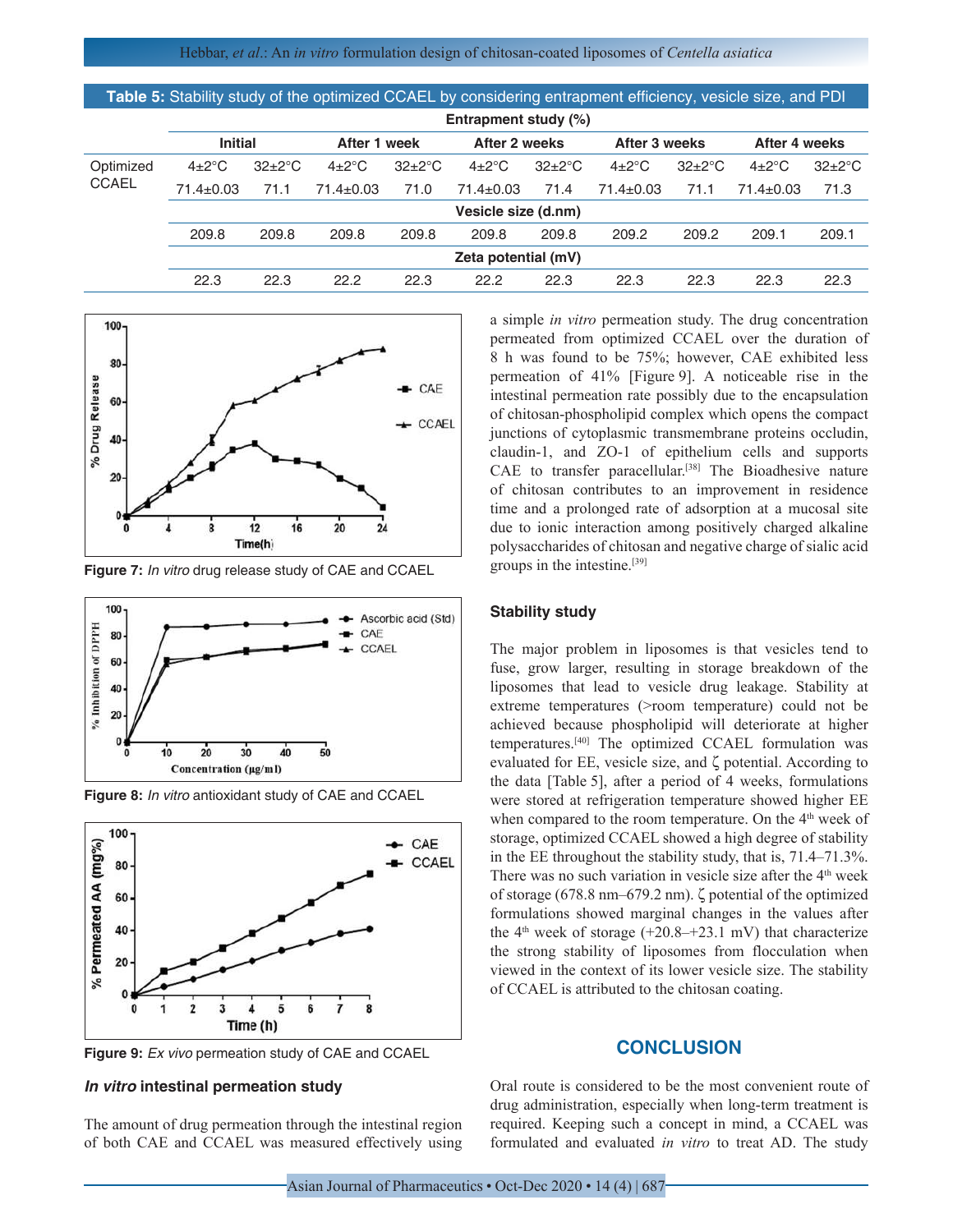**Table 5:** Stability study of the optimized CCAEL by considering entrapment efficiency, vesicle size, and PDI

| | Entrapment study (%) | | | | | | | | | |
|---|---|---|---|---|---|---|---|---|---|---|
| | Initial | | After 1 week | | After 2 weeks | | After 3 weeks | | After 4 weeks | |
| Optimized CCAEL | 4±2°C | 32±2°C | 4±2°C | 32±2°C | 4±2°C | 32±2°C | 4±2°C | 32±2°C | 4±2°C | 32±2°C |
| | 71.4±0.03 | 71.1 | 71.4±0.03 | 71.0 | 71.4±0.03 | 71.4 | 71.4±0.03 | 71.1 | 71.4±0.03 | 71.3 |
| | Vesicle size (d.nm) | | | | | | | | | |
| | 209.8 | 209.8 | 209.8 | 209.8 | 209.8 | 209.8 | 209.2 | 209.2 | 209.1 | 209.1 |
| | Zeta potential (mV) | | | | | | | | | |
| | 22.3 | 22.3 | 22.2 | 22.3 | 22.2 | 22.3 | 22.3 | 22.3 | 22.3 | 22.3 |

**Figure 7:** *In vitro* drug release study of CAE and CCAEL

**Figure 8:** *In vitro* antioxidant study of CAE and CCAEL

**Figure 9:** *Ex vivo* permeation study of CAE and CCAEL

### *In vitro* intestinal permeation study

The amount of drug permeation through the intestinal region of both CAE and CCAEL was measured effectively using a simple *in vitro* permeation study. The drug concentration permeated from optimized CCAEL over the duration of 8 h was found to be 75%; however, CAE exhibited less permeation of 41% [Figure 9]. A noticeable rise in the intestinal permeation rate possibly due to the encapsulation of chitosan-phospholipid complex which opens the compact junctions of cytoplasmic transmembrane proteins occludin, claudin-1, and ZO-1 of epithelium cells and supports CAE to transfer paracellular.[38] The Bioadhesive nature of chitosan contributes to an improvement in residence time and a prolonged rate of adsorption at a mucosal site due to ionic interaction among positively charged alkaline polysaccharides of chitosan and negative charge of sialic acid groups in the intestine.[39]

### Stability study

The major problem in liposomes is that vesicles tend to fuse, grow larger, resulting in storage breakdown of the liposomes that lead to vesicle drug leakage. Stability at extreme temperatures (>room temperature) could not be achieved because phospholipid will deteriorate at higher temperatures.[40] The optimized CCAEL formulation was evaluated for EE, vesicle size, and ζ potential. According to the data [Table 5], after a period of 4 weeks, formulations were stored at refrigeration temperature showed higher EE when compared to the room temperature. On the 4th week of storage, optimized CCAEL showed a high degree of stability in the EE throughout the stability study, that is, 71.4–71.3%. There was no such variation in vesicle size after the 4th week of storage (678.8 nm–679.2 nm). ζ potential of the optimized formulations showed marginal changes in the values after the 4th week of storage (+20.8–+23.1 mV) that characterize the strong stability of liposomes from flocculation when viewed in the context of its lower vesicle size. The stability of CCAEL is attributed to the chitosan coating.

## CONCLUSION

Oral route is considered to be the most convenient route of drug administration, especially when long-term treatment is required. Keeping such a concept in mind, a CCAEL was formulated and evaluated *in vitro* to treat AD. The study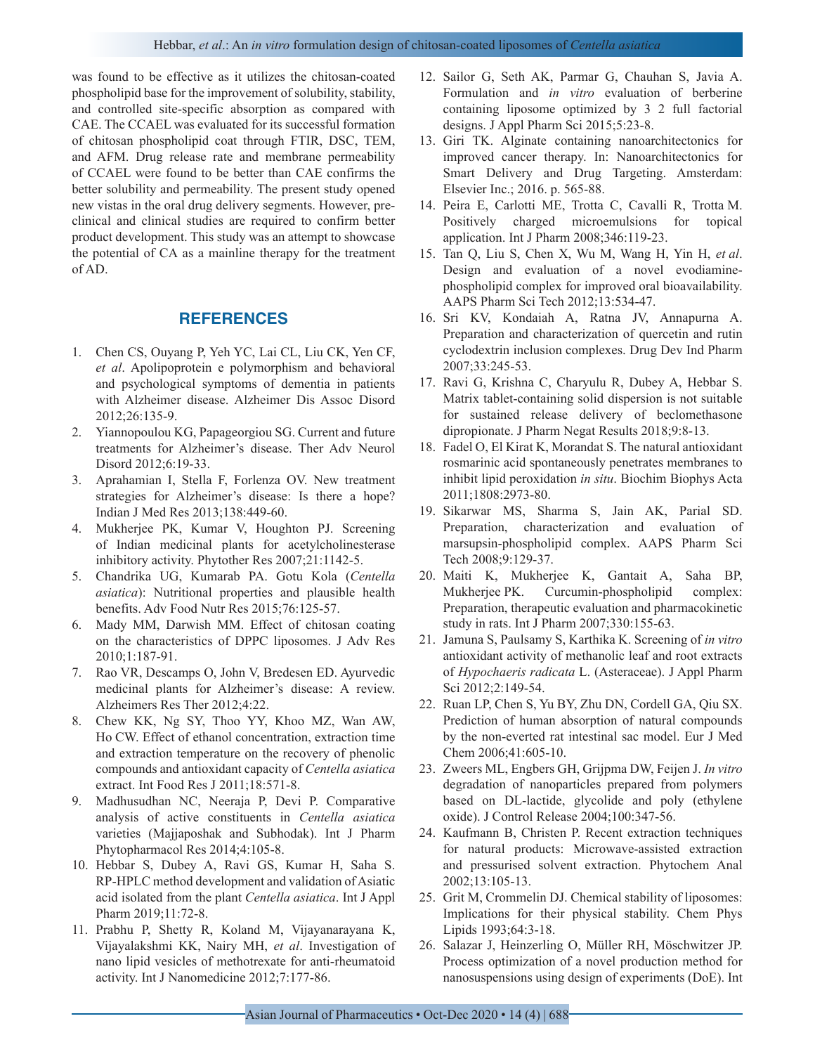was found to be effective as it utilizes the chitosan-coated phospholipid base for the improvement of solubility, stability, and controlled site-specific absorption as compared with CAE. The CCAEL was evaluated for its successful formation of chitosan phospholipid coat through FTIR, DSC, TEM, and AFM. Drug release rate and membrane permeability of CCAEL were found to be better than CAE confirms the better solubility and permeability. The present study opened new vistas in the oral drug delivery segments. However, pre-clinical and clinical studies are required to confirm better product development. This study was an attempt to showcase the potential of CA as a mainline therapy for the treatment of AD.

## REFERENCES

1. Chen CS, Ouyang P, Yeh YC, Lai CL, Liu CK, Yen CF, *et al*. Apolipoprotein e polymorphism and behavioral and psychological symptoms of dementia in patients with Alzheimer disease. Alzheimer Dis Assoc Disord 2012;26:135-9.
2. Yiannopoulou KG, Papageorgiou SG. Current and future treatments for Alzheimer's disease. Ther Adv Neurol Disord 2012;6:19-33.
3. Aprahamian I, Stella F, Forlenza OV. New treatment strategies for Alzheimer's disease: Is there a hope? Indian J Med Res 2013;138:449-60.
4. Mukherjee PK, Kumar V, Houghton PJ. Screening of Indian medicinal plants for acetylcholinesterase inhibitory activity. Phytother Res 2007;21:1142-5.
5. Chandrika UG, Kumarab PA. Gotu Kola (*Centella asiatica*): Nutritional properties and plausible health benefits. Adv Food Nutr Res 2015;76:125-57.
6. Mady MM, Darwish MM. Effect of chitosan coating on the characteristics of DPPC liposomes. J Adv Res 2010;1:187-91.
7. Rao VR, Descamps O, John V, Bredesen ED. Ayurvedic medicinal plants for Alzheimer's disease: A review. Alzheimers Res Ther 2012;4:22.
8. Chew KK, Ng SY, Thoo YY, Khoo MZ, Wan AW, Ho CW. Effect of ethanol concentration, extraction time and extraction temperature on the recovery of phenolic compounds and antioxidant capacity of *Centella asiatica* extract. Int Food Res J 2011;18:571-8.
9. Madhusudhan NC, Neeraja P, Devi P. Comparative analysis of active constituents in *Centella asiatica* varieties (Majjaposhak and Subhodak). Int J Pharm Phytopharmacol Res 2014;4:105-8.
10. Hebbar S, Dubey A, Ravi GS, Kumar H, Saha S. RP-HPLC method development and validation of Asiatic acid isolated from the plant *Centella asiatica*. Int J Appl Pharm 2019;11:72-8.
11. Prabhu P, Shetty R, Koland M, Vijayanarayana K, Vijayalakshmi KK, Nairy MH, *et al*. Investigation of nano lipid vesicles of methotrexate for anti-rheumatoid activity. Int J Nanomedicine 2012;7:177-86.
12. Sailor G, Seth AK, Parmar G, Chauhan S, Javia A. Formulation and *in vitro* evaluation of berberine containing liposome optimized by 3 2 full factorial designs. J Appl Pharm Sci 2015;5:23-8.
13. Giri TK. Alginate containing nanoarchitectonics for improved cancer therapy. In: Nanoarchitectonics for Smart Delivery and Drug Targeting. Amsterdam: Elsevier Inc.; 2016. p. 565-88.
14. Peira E, Carlotti ME, Trotta C, Cavalli R, Trotta M. Positively charged microemulsions for topical application. Int J Pharm 2008;346:119-23.
15. Tan Q, Liu S, Chen X, Wu M, Wang H, Yin H, *et al*. Design and evaluation of a novel evodiamine-phospholipid complex for improved oral bioavailability. AAPS Pharm Sci Tech 2012;13:534-47.
16. Sri KV, Kondaiah A, Ratna JV, Annapurna A. Preparation and characterization of quercetin and rutin cyclodextrin inclusion complexes. Drug Dev Ind Pharm 2007;33:245-53.
17. Ravi G, Krishna C, Charyulu R, Dubey A, Hebbar S. Matrix tablet-containing solid dispersion is not suitable for sustained release delivery of beclomethasone dipropionate. J Pharm Negat Results 2018;9:8-13.
18. Fadel O, El Kirat K, Morandat S. The natural antioxidant rosmarinic acid spontaneously penetrates membranes to inhibit lipid peroxidation *in situ*. Biochim Biophys Acta 2011;1808:2973-80.
19. Sikarwar MS, Sharma S, Jain AK, Parial SD. Preparation, characterization and evaluation of marsupsin-phospholipid complex. AAPS Pharm Sci Tech 2008;9:129-37.
20. Maiti K, Mukherjee K, Gantait A, Saha BP, Mukherjee PK. Curcumin-phospholipid complex: Preparation, therapeutic evaluation and pharmacokinetic study in rats. Int J Pharm 2007;330:155-63.
21. Jamuna S, Paulsamy S, Karthika K. Screening of *in vitro* antioxidant activity of methanolic leaf and root extracts of *Hypochaeris radicata* L. (Asteraceae). J Appl Pharm Sci 2012;2:149-54.
22. Ruan LP, Chen S, Yu BY, Zhu DN, Cordell GA, Qiu SX. Prediction of human absorption of natural compounds by the non-everted rat intestinal sac model. Eur J Med Chem 2006;41:605-10.
23. Zweers ML, Engbers GH, Grijpma DW, Feijen J. *In vitro* degradation of nanoparticles prepared from polymers based on DL-lactide, glycolide and poly (ethylene oxide). J Control Release 2004;100:347-56.
24. Kaufmann B, Christen P. Recent extraction techniques for natural products: Microwave-assisted extraction and pressurised solvent extraction. Phytochem Anal 2002;13:105-13.
25. Grit M, Crommelin DJ. Chemical stability of liposomes: Implications for their physical stability. Chem Phys Lipids 1993;64:3-18.
26. Salazar J, Heinzerling O, Müller RH, Möschwitzer JP. Process optimization of a novel production method for nanosuspensions using design of experiments (DoE). Int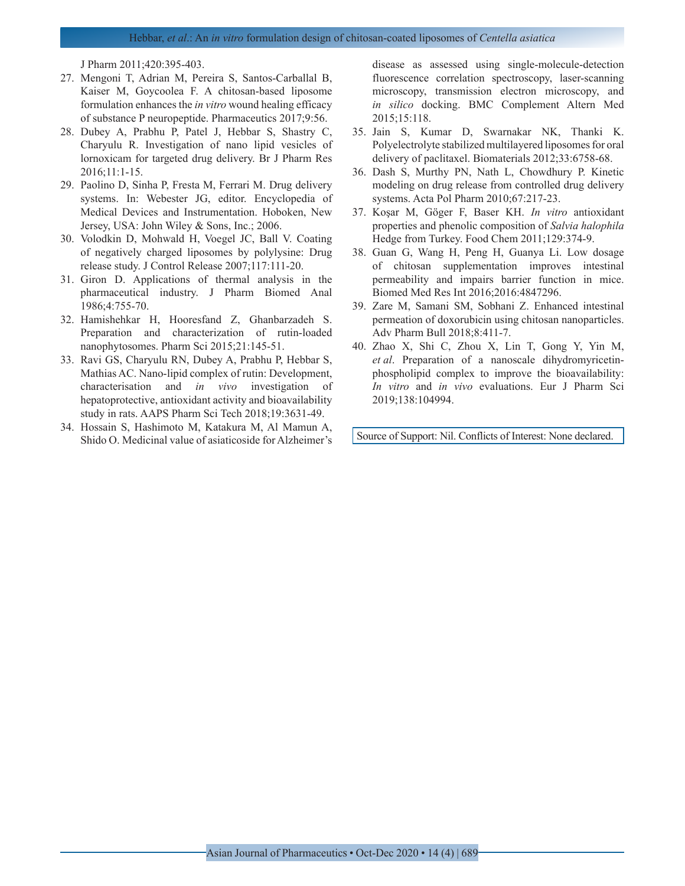J Pharm 2011;420:395-403.

27. Mengoni T, Adrian M, Pereira S, Santos-Carballal B, Kaiser M, Goycoolea F. A chitosan-based liposome formulation enhances the *in vitro* wound healing efficacy of substance P neuropeptide. Pharmaceutics 2017;9:56.
28. Dubey A, Prabhu P, Patel J, Hebbar S, Shastry C, Charyulu R. Investigation of nano lipid vesicles of lornoxicam for targeted drug delivery. Br J Pharm Res 2016;11:1-15.
29. Paolino D, Sinha P, Fresta M, Ferrari M. Drug delivery systems. In: Webester JG, editor. Encyclopedia of Medical Devices and Instrumentation. Hoboken, New Jersey, USA: John Wiley & Sons, Inc.; 2006.
30. Volodkin D, Mohwald H, Voegel JC, Ball V. Coating of negatively charged liposomes by polylysine: Drug release study. J Control Release 2007;117:111-20.
31. Giron D. Applications of thermal analysis in the pharmaceutical industry. J Pharm Biomed Anal 1986;4:755-70.
32. Hamishehkar H, Hooresfand Z, Ghanbarzadeh S. Preparation and characterization of rutin-loaded nanophytosomes. Pharm Sci 2015;21:145-51.
33. Ravi GS, Charyulu RN, Dubey A, Prabhu P, Hebbar S, Mathias AC. Nano-lipid complex of rutin: Development, characterisation and *in vivo* investigation of hepatoprotective, antioxidant activity and bioavailability study in rats. AAPS Pharm Sci Tech 2018;19:3631-49.
34. Hossain S, Hashimoto M, Katakura M, Al Mamun A, Shido O. Medicinal value of asiaticoside for Alzheimer's disease as assessed using single-molecule-detection fluorescence correlation spectroscopy, laser-scanning microscopy, transmission electron microscopy, and *in silico* docking. BMC Complement Altern Med 2015;15:118.
35. Jain S, Kumar D, Swarnakar NK, Thanki K. Polyelectrolyte stabilized multilayered liposomes for oral delivery of paclitaxel. Biomaterials 2012;33:6758-68.
36. Dash S, Murthy PN, Nath L, Chowdhury P. Kinetic modeling on drug release from controlled drug delivery systems. Acta Pol Pharm 2010;67:217-23.
37. Koşar M, Göger F, Baser KH. *In vitro* antioxidant properties and phenolic composition of *Salvia halophila* Hedge from Turkey. Food Chem 2011;129:374-9.
38. Guan G, Wang H, Peng H, Guanya Li. Low dosage of chitosan supplementation improves intestinal permeability and impairs barrier function in mice. Biomed Med Res Int 2016;2016:4847296.
39. Zare M, Samani SM, Sobhani Z. Enhanced intestinal permeation of doxorubicin using chitosan nanoparticles. Adv Pharm Bull 2018;8:411-7.
40. Zhao X, Shi C, Zhou X, Lin T, Gong Y, Yin M, *et al*. Preparation of a nanoscale dihydromyricetin-phospholipid complex to improve the bioavailability: *In vitro* and *in vivo* evaluations. Eur J Pharm Sci 2019;138:104994.

Source of Support: Nil. Conflicts of Interest: None declared.